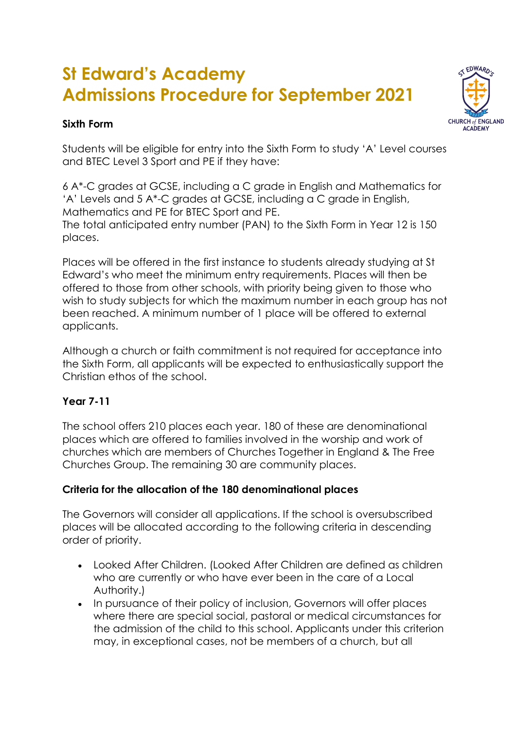# St Edward's Academy
# Admissions Procedure for September 2021

### Sixth Form

Students will be eligible for entry into the Sixth Form to study 'A' Level courses and BTEC Level 3 Sport and PE if they have:

6 A*-C grades at GCSE, including a C grade in English and Mathematics for 'A' Levels and 5 A*-C grades at GCSE, including a C grade in English, Mathematics and PE for BTEC Sport and PE.
The total anticipated entry number (PAN) to the Sixth Form in Year 12 is 150 places.

Places will be offered in the first instance to students already studying at St Edward's who meet the minimum entry requirements. Places will then be offered to those from other schools, with priority being given to those who wish to study subjects for which the maximum number in each group has not been reached. A minimum number of 1 place will be offered to external applicants.

Although a church or faith commitment is not required for acceptance into the Sixth Form, all applicants will be expected to enthusiastically support the Christian ethos of the school.

### Year 7-11

The school offers 210 places each year. 180 of these are denominational places which are offered to families involved in the worship and work of churches which are members of Churches Together in England & The Free Churches Group. The remaining 30 are community places.

### Criteria for the allocation of the 180 denominational places

The Governors will consider all applications. If the school is oversubscribed places will be allocated according to the following criteria in descending order of priority.

- Looked After Children. (Looked After Children are defined as children who are currently or who have ever been in the care of a Local Authority.)
- In pursuance of their policy of inclusion, Governors will offer places where there are special social, pastoral or medical circumstances for the admission of the child to this school. Applicants under this criterion may, in exceptional cases, not be members of a church, but all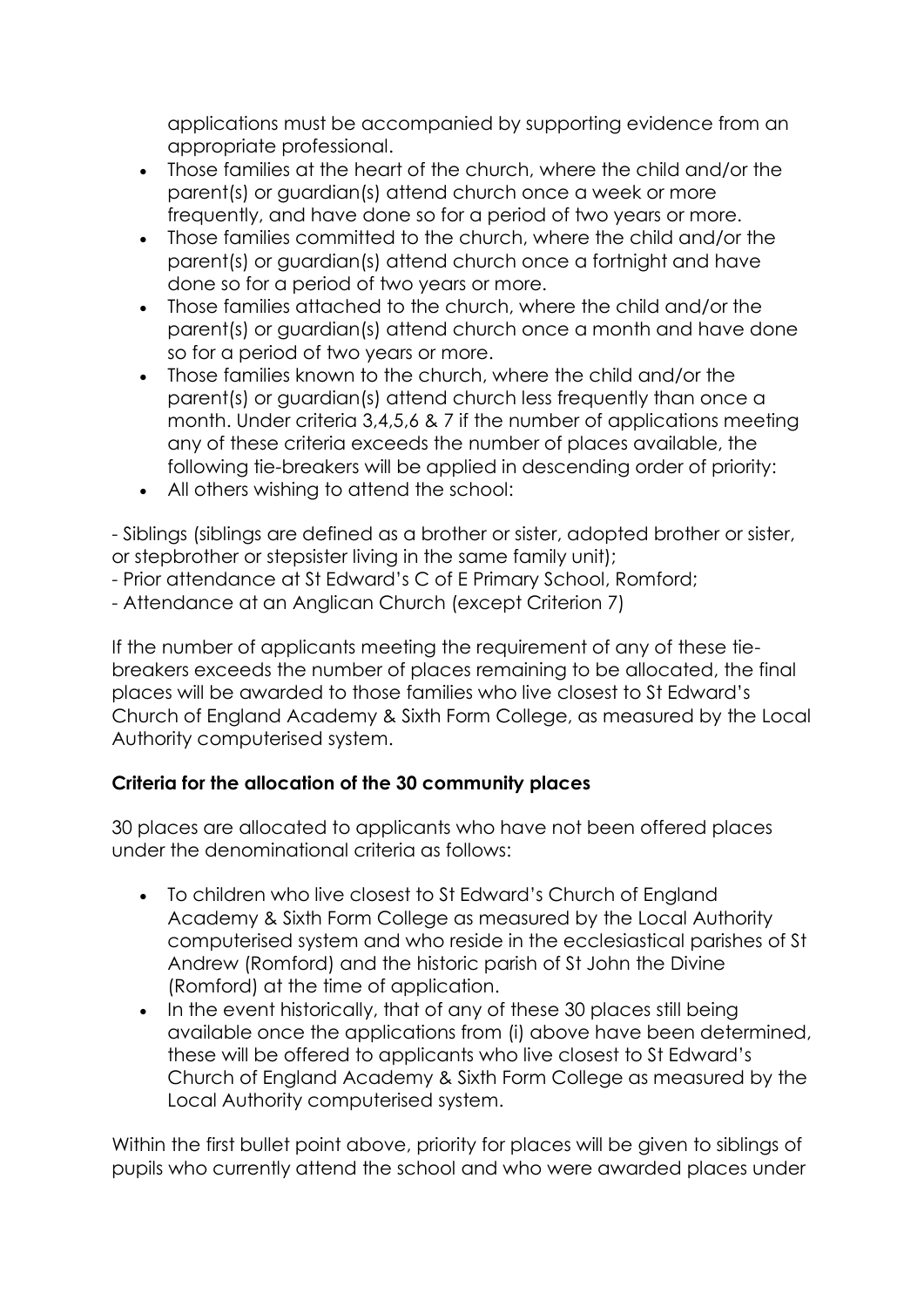applications must be accompanied by supporting evidence from an appropriate professional.

- Those families at the heart of the church, where the child and/or the parent(s) or guardian(s) attend church once a week or more frequently, and have done so for a period of two years or more.
- Those families committed to the church, where the child and/or the parent(s) or guardian(s) attend church once a fortnight and have done so for a period of two years or more.
- Those families attached to the church, where the child and/or the parent(s) or guardian(s) attend church once a month and have done so for a period of two years or more.
- Those families known to the church, where the child and/or the parent(s) or guardian(s) attend church less frequently than once a month. Under criteria 3,4,5,6 & 7 if the number of applications meeting any of these criteria exceeds the number of places available, the following tie-breakers will be applied in descending order of priority:
- All others wishing to attend the school:

- Siblings (siblings are defined as a brother or sister, adopted brother or sister, or stepbrother or stepsister living in the same family unit);
- Prior attendance at St Edward's C of E Primary School, Romford;
- Attendance at an Anglican Church (except Criterion 7)

If the number of applicants meeting the requirement of any of these tie-breakers exceeds the number of places remaining to be allocated, the final places will be awarded to those families who live closest to St Edward's Church of England Academy & Sixth Form College, as measured by the Local Authority computerised system.

**Criteria for the allocation of the 30 community places**

30 places are allocated to applicants who have not been offered places under the denominational criteria as follows:

- To children who live closest to St Edward's Church of England Academy & Sixth Form College as measured by the Local Authority computerised system and who reside in the ecclesiastical parishes of St Andrew (Romford) and the historic parish of St John the Divine (Romford) at the time of application.
- In the event historically, that of any of these 30 places still being available once the applications from (i) above have been determined, these will be offered to applicants who live closest to St Edward's Church of England Academy & Sixth Form College as measured by the Local Authority computerised system.

Within the first bullet point above, priority for places will be given to siblings of pupils who currently attend the school and who were awarded places under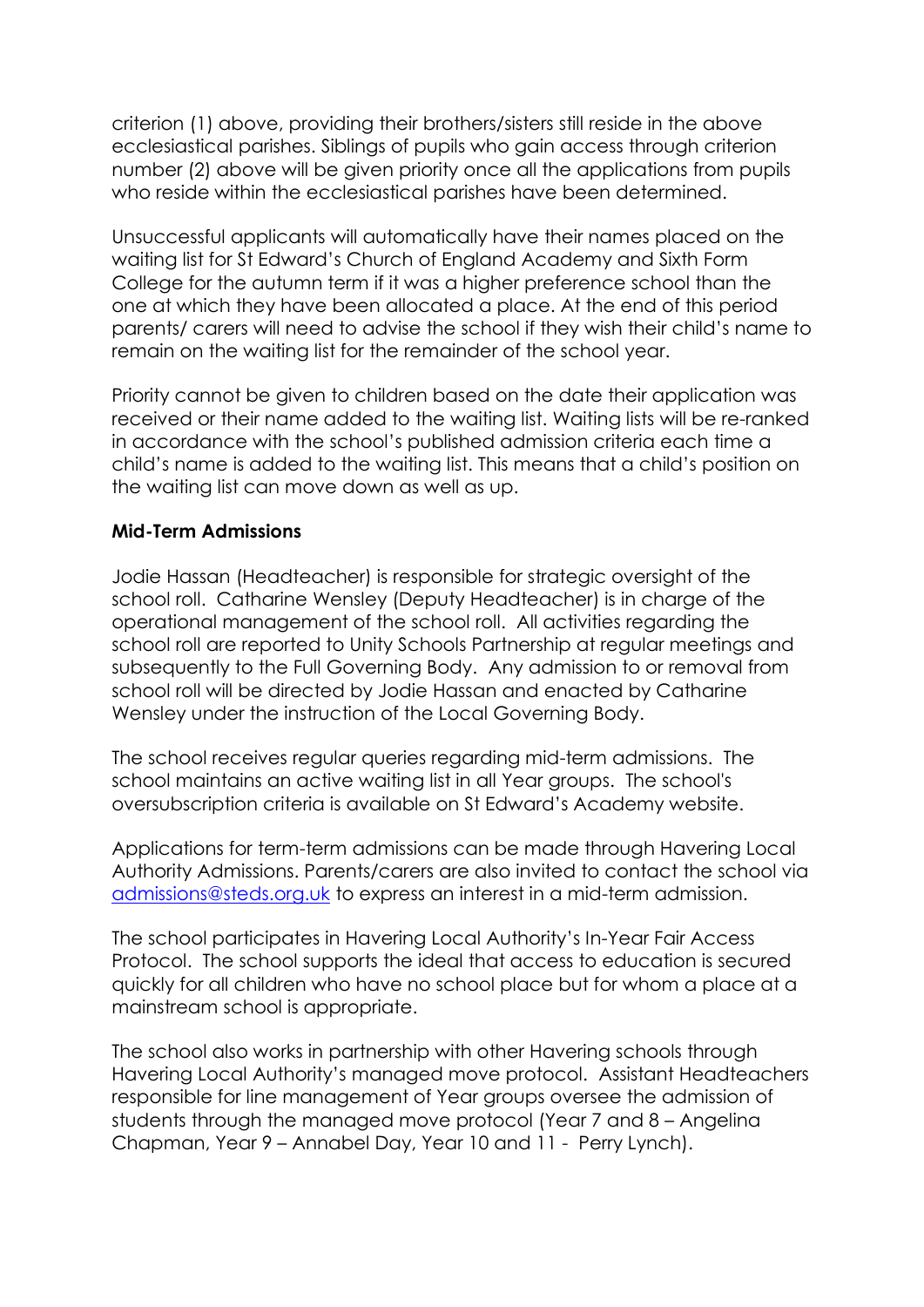criterion (1) above, providing their brothers/sisters still reside in the above ecclesiastical parishes. Siblings of pupils who gain access through criterion number (2) above will be given priority once all the applications from pupils who reside within the ecclesiastical parishes have been determined.

Unsuccessful applicants will automatically have their names placed on the waiting list for St Edward's Church of England Academy and Sixth Form College for the autumn term if it was a higher preference school than the one at which they have been allocated a place. At the end of this period parents/ carers will need to advise the school if they wish their child's name to remain on the waiting list for the remainder of the school year.

Priority cannot be given to children based on the date their application was received or their name added to the waiting list. Waiting lists will be re-ranked in accordance with the school's published admission criteria each time a child's name is added to the waiting list. This means that a child's position on the waiting list can move down as well as up.

**Mid-Term Admissions**

Jodie Hassan (Headteacher) is responsible for strategic oversight of the school roll. Catharine Wensley (Deputy Headteacher) is in charge of the operational management of the school roll. All activities regarding the school roll are reported to Unity Schools Partnership at regular meetings and subsequently to the Full Governing Body. Any admission to or removal from school roll will be directed by Jodie Hassan and enacted by Catharine Wensley under the instruction of the Local Governing Body.

The school receives regular queries regarding mid-term admissions. The school maintains an active waiting list in all Year groups. The school's oversubscription criteria is available on St Edward's Academy website.

Applications for term-term admissions can be made through Havering Local Authority Admissions. Parents/carers are also invited to contact the school via [admissions@steds.org.uk](mailto:admissions@steds.org.uk) to express an interest in a mid-term admission.

The school participates in Havering Local Authority's In-Year Fair Access Protocol. The school supports the ideal that access to education is secured quickly for all children who have no school place but for whom a place at a mainstream school is appropriate.

The school also works in partnership with other Havering schools through Havering Local Authority's managed move protocol. Assistant Headteachers responsible for line management of Year groups oversee the admission of students through the managed move protocol (Year 7 and 8 – Angelina Chapman, Year 9 – Annabel Day, Year 10 and 11 - Perry Lynch).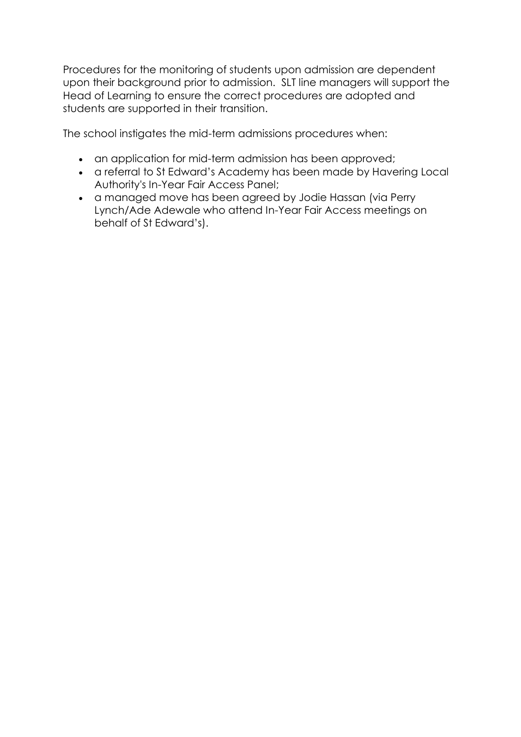Procedures for the monitoring of students upon admission are dependent upon their background prior to admission. SLT line managers will support the Head of Learning to ensure the correct procedures are adopted and students are supported in their transition.

The school instigates the mid-term admissions procedures when:

- an application for mid-term admission has been approved;
- a referral to St Edward's Academy has been made by Havering Local Authority's In-Year Fair Access Panel;
- a managed move has been agreed by Jodie Hassan (via Perry Lynch/Ade Adewale who attend In-Year Fair Access meetings on behalf of St Edward's).